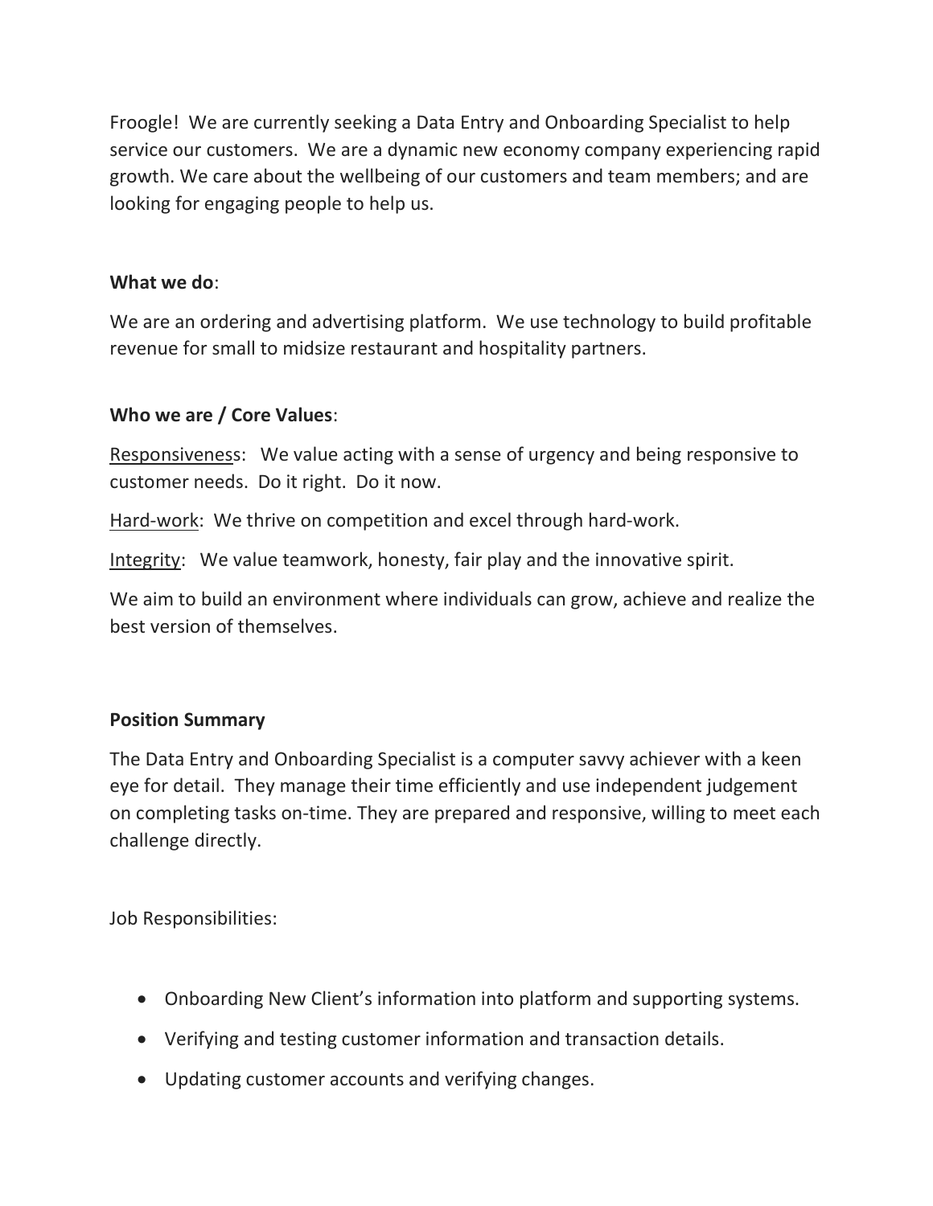Froogle! We are currently seeking a Data Entry and Onboarding Specialist to help service our customers. We are a dynamic new economy company experiencing rapid growth. We care about the wellbeing of our customers and team members; and are looking for engaging people to help us.

**What we do**:

We are an ordering and advertising platform. We use technology to build profitable revenue for small to midsize restaurant and hospitality partners.

**Who we are / Core Values**:

<u>Responsiveness</u>: We value acting with a sense of urgency and being responsive to customer needs. Do it right. Do it now.

<u>Hard-work</u>: We thrive on competition and excel through hard-work.

<u>Integrity</u>: We value teamwork, honesty, fair play and the innovative spirit.

We aim to build an environment where individuals can grow, achieve and realize the best version of themselves.

**Position Summary**

The Data Entry and Onboarding Specialist is a computer savvy achiever with a keen eye for detail. They manage their time efficiently and use independent judgement on completing tasks on-time. They are prepared and responsive, willing to meet each challenge directly.

Job Responsibilities:

- Onboarding New Client's information into platform and supporting systems.
- Verifying and testing customer information and transaction details.
- Updating customer accounts and verifying changes.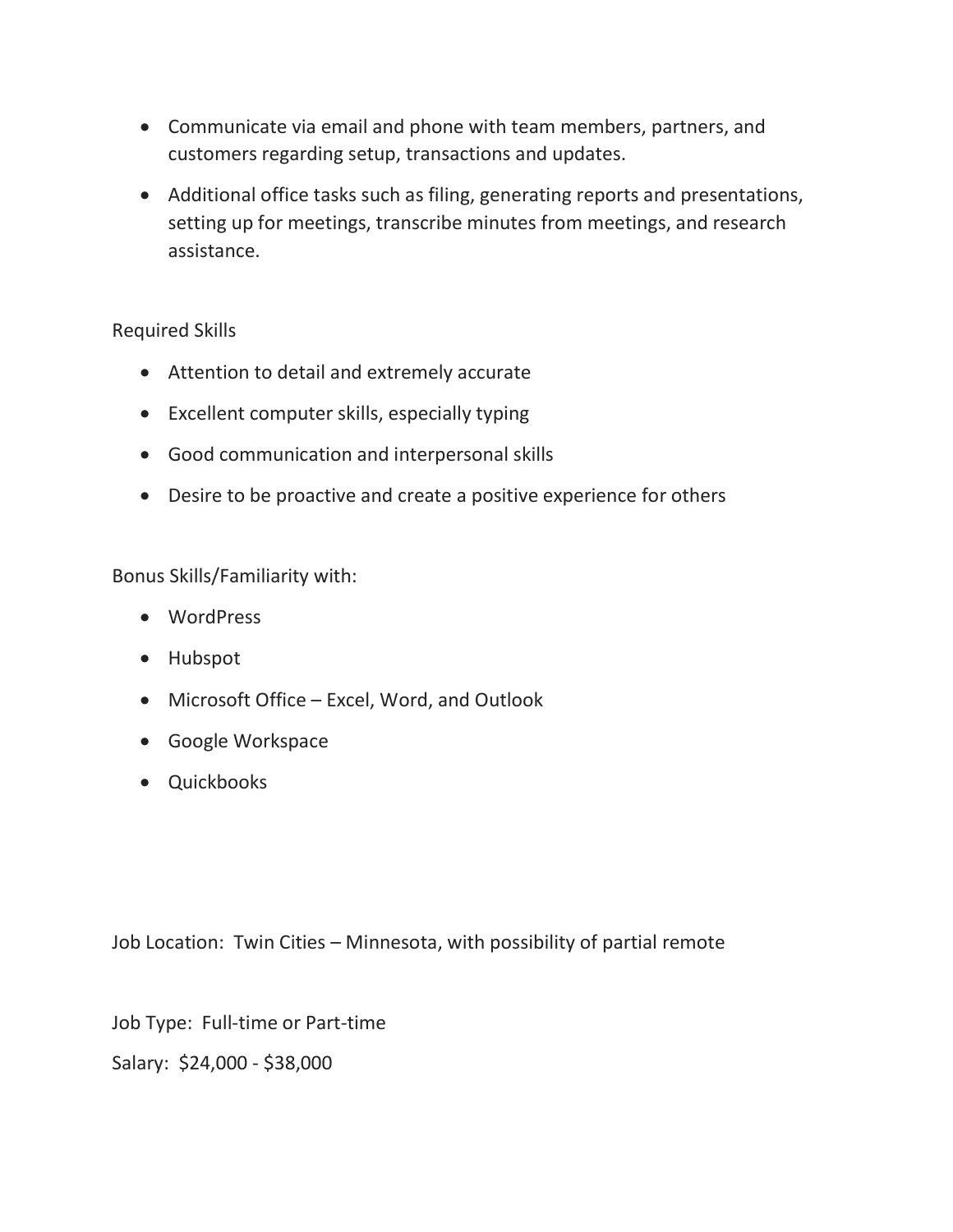- Communicate via email and phone with team members, partners, and customers regarding setup, transactions and updates.
- Additional office tasks such as filing, generating reports and presentations, setting up for meetings, transcribe minutes from meetings, and research assistance.

Required Skills

- Attention to detail and extremely accurate
- Excellent computer skills, especially typing
- Good communication and interpersonal skills
- Desire to be proactive and create a positive experience for others

Bonus Skills/Familiarity with:

- WordPress
- Hubspot
- Microsoft Office – Excel, Word, and Outlook
- Google Workspace
- Quickbooks

Job Location: Twin Cities – Minnesota, with possibility of partial remote

Job Type: Full-time or Part-time

Salary: $24,000 - $38,000